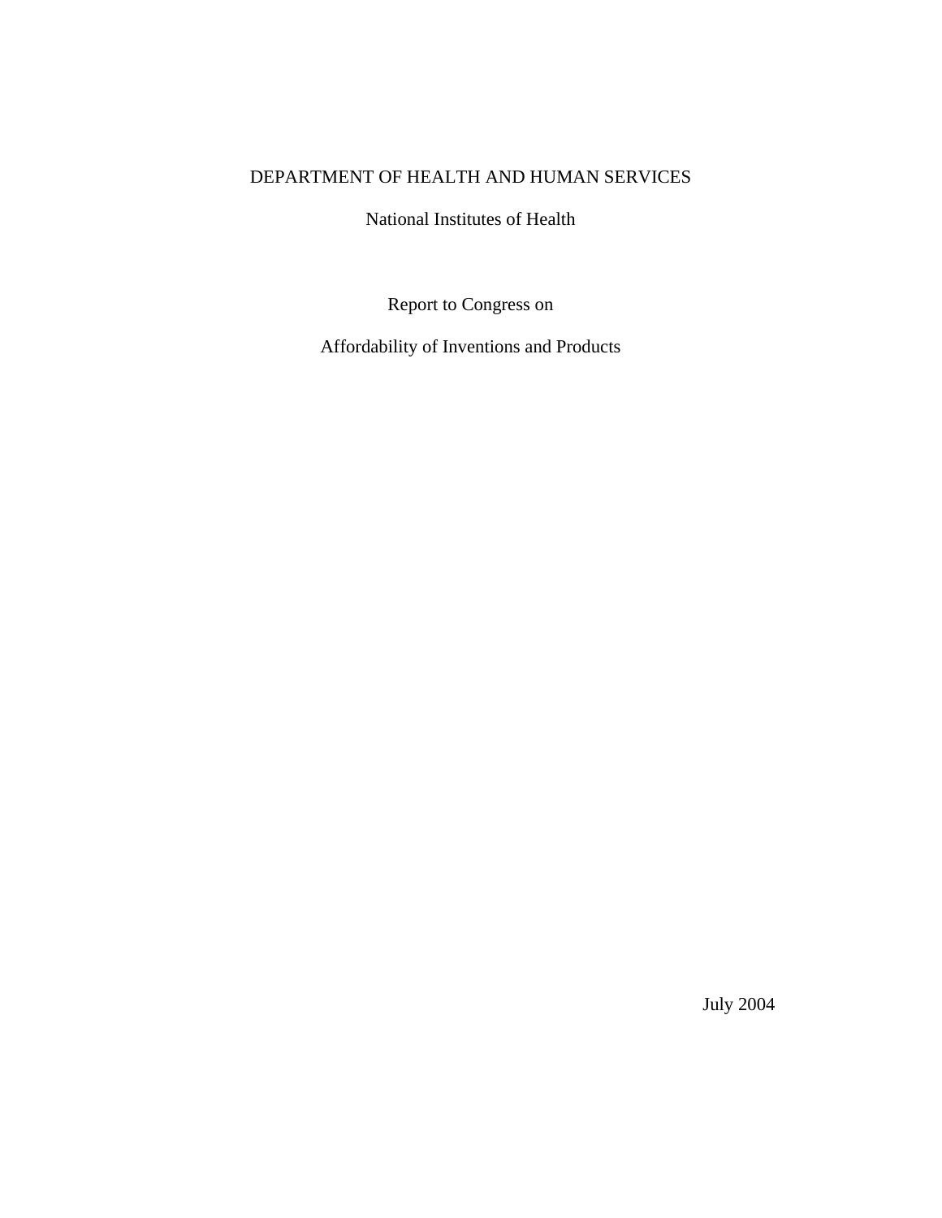DEPARTMENT OF HEALTH AND HUMAN SERVICES

National Institutes of Health

# Report to Congress on

# Affordability of Inventions and Products

July 2004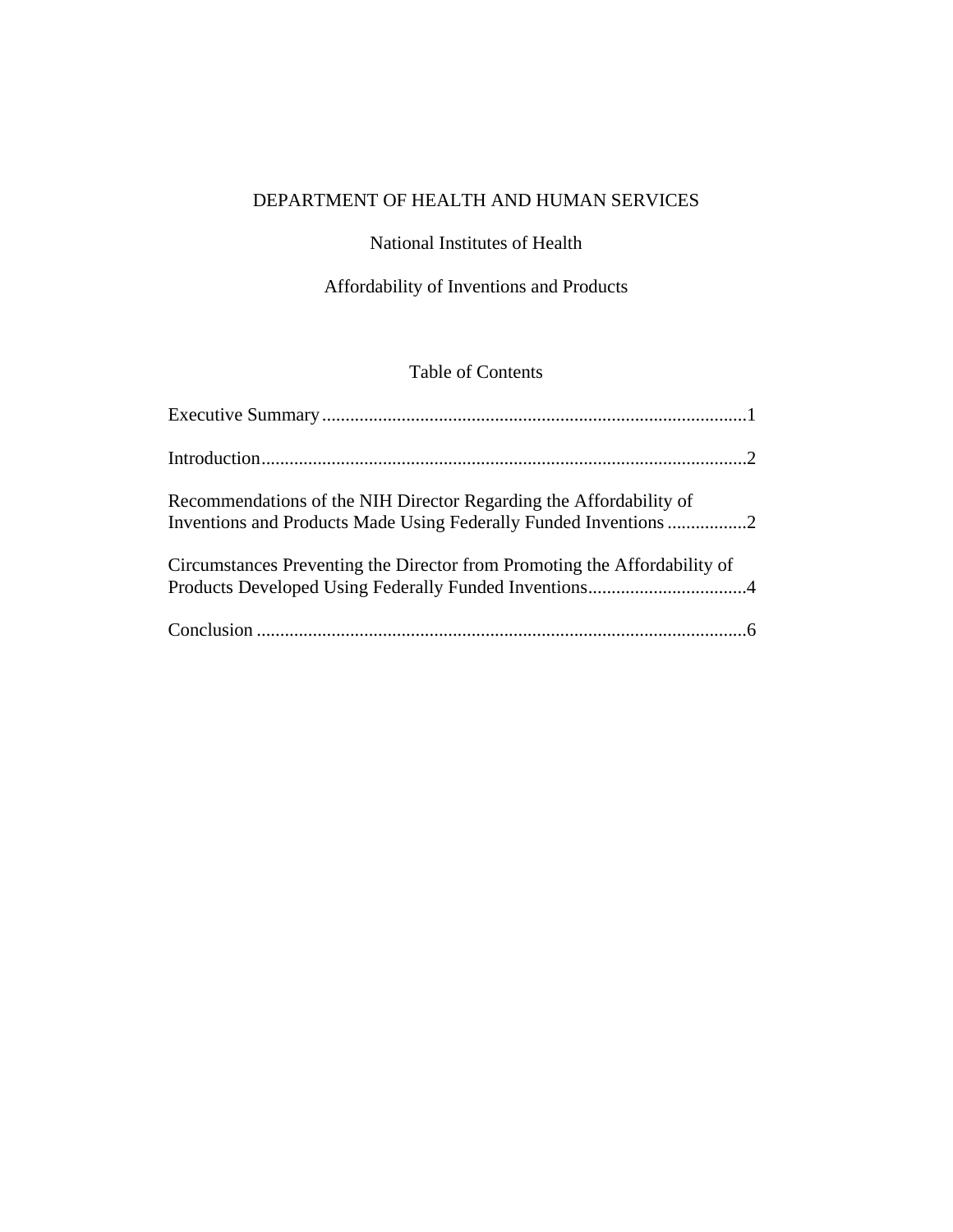DEPARTMENT OF HEALTH AND HUMAN SERVICES

National Institutes of Health

Affordability of Inventions and Products

## Table of Contents

Executive Summary .......................................................................................... 1

Introduction ....................................................................................................... 2

Recommendations of the NIH Director Regarding the Affordability of Inventions and Products Made Using Federally Funded Inventions ................ 2

Circumstances Preventing the Director from Promoting the Affordability of Products Developed Using Federally Funded Inventions ................................. 4

Conclusion ........................................................................................................ 6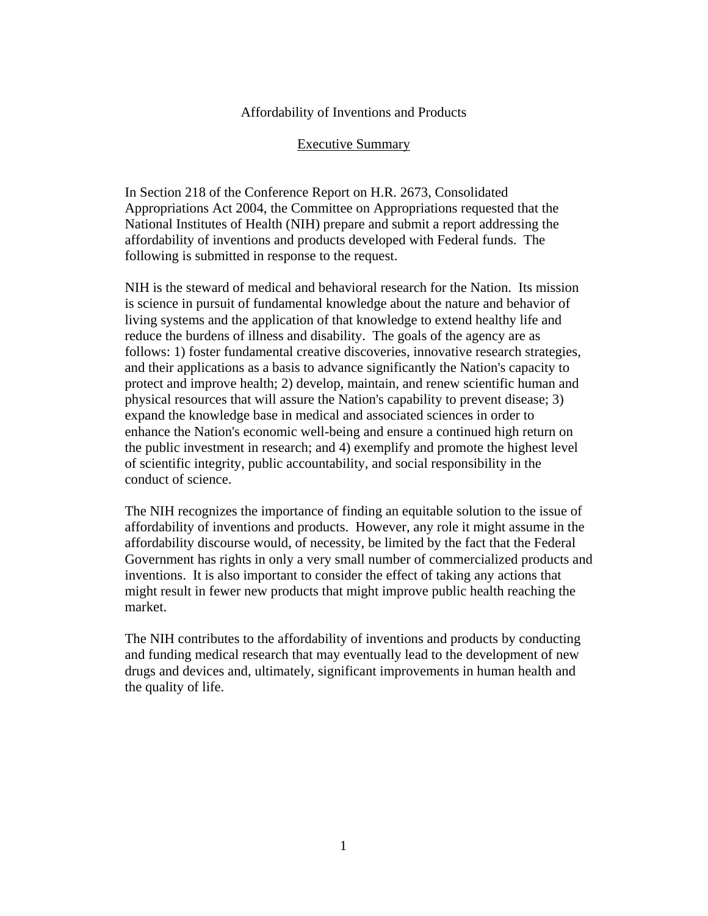# Affordability of Inventions and Products

## Executive Summary

In Section 218 of the Conference Report on H.R. 2673, Consolidated Appropriations Act 2004, the Committee on Appropriations requested that the National Institutes of Health (NIH) prepare and submit a report addressing the affordability of inventions and products developed with Federal funds. The following is submitted in response to the request.

NIH is the steward of medical and behavioral research for the Nation. Its mission is science in pursuit of fundamental knowledge about the nature and behavior of living systems and the application of that knowledge to extend healthy life and reduce the burdens of illness and disability. The goals of the agency are as follows: 1) foster fundamental creative discoveries, innovative research strategies, and their applications as a basis to advance significantly the Nation's capacity to protect and improve health; 2) develop, maintain, and renew scientific human and physical resources that will assure the Nation's capability to prevent disease; 3) expand the knowledge base in medical and associated sciences in order to enhance the Nation's economic well-being and ensure a continued high return on the public investment in research; and 4) exemplify and promote the highest level of scientific integrity, public accountability, and social responsibility in the conduct of science.

The NIH recognizes the importance of finding an equitable solution to the issue of affordability of inventions and products. However, any role it might assume in the affordability discourse would, of necessity, be limited by the fact that the Federal Government has rights in only a very small number of commercialized products and inventions. It is also important to consider the effect of taking any actions that might result in fewer new products that might improve public health reaching the market.

The NIH contributes to the affordability of inventions and products by conducting and funding medical research that may eventually lead to the development of new drugs and devices and, ultimately, significant improvements in human health and the quality of life.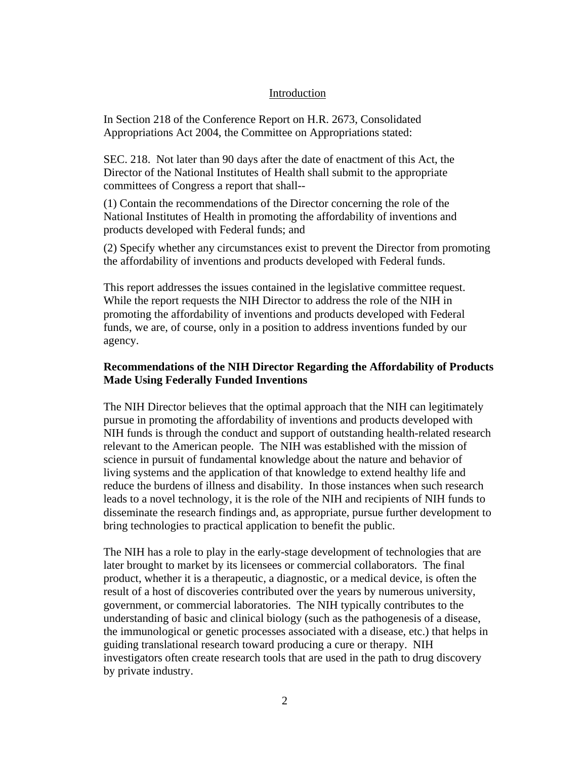## Introduction

In Section 218 of the Conference Report on H.R. 2673, Consolidated Appropriations Act 2004, the Committee on Appropriations stated:

SEC. 218. Not later than 90 days after the date of enactment of this Act, the Director of the National Institutes of Health shall submit to the appropriate committees of Congress a report that shall--

(1) Contain the recommendations of the Director concerning the role of the National Institutes of Health in promoting the affordability of inventions and products developed with Federal funds; and

(2) Specify whether any circumstances exist to prevent the Director from promoting the affordability of inventions and products developed with Federal funds.

This report addresses the issues contained in the legislative committee request. While the report requests the NIH Director to address the role of the NIH in promoting the affordability of inventions and products developed with Federal funds, we are, of course, only in a position to address inventions funded by our agency.

**Recommendations of the NIH Director Regarding the Affordability of Products Made Using Federally Funded Inventions**

The NIH Director believes that the optimal approach that the NIH can legitimately pursue in promoting the affordability of inventions and products developed with NIH funds is through the conduct and support of outstanding health-related research relevant to the American people. The NIH was established with the mission of science in pursuit of fundamental knowledge about the nature and behavior of living systems and the application of that knowledge to extend healthy life and reduce the burdens of illness and disability. In those instances when such research leads to a novel technology, it is the role of the NIH and recipients of NIH funds to disseminate the research findings and, as appropriate, pursue further development to bring technologies to practical application to benefit the public.

The NIH has a role to play in the early-stage development of technologies that are later brought to market by its licensees or commercial collaborators. The final product, whether it is a therapeutic, a diagnostic, or a medical device, is often the result of a host of discoveries contributed over the years by numerous university, government, or commercial laboratories. The NIH typically contributes to the understanding of basic and clinical biology (such as the pathogenesis of a disease, the immunological or genetic processes associated with a disease, etc.) that helps in guiding translational research toward producing a cure or therapy. NIH investigators often create research tools that are used in the path to drug discovery by private industry.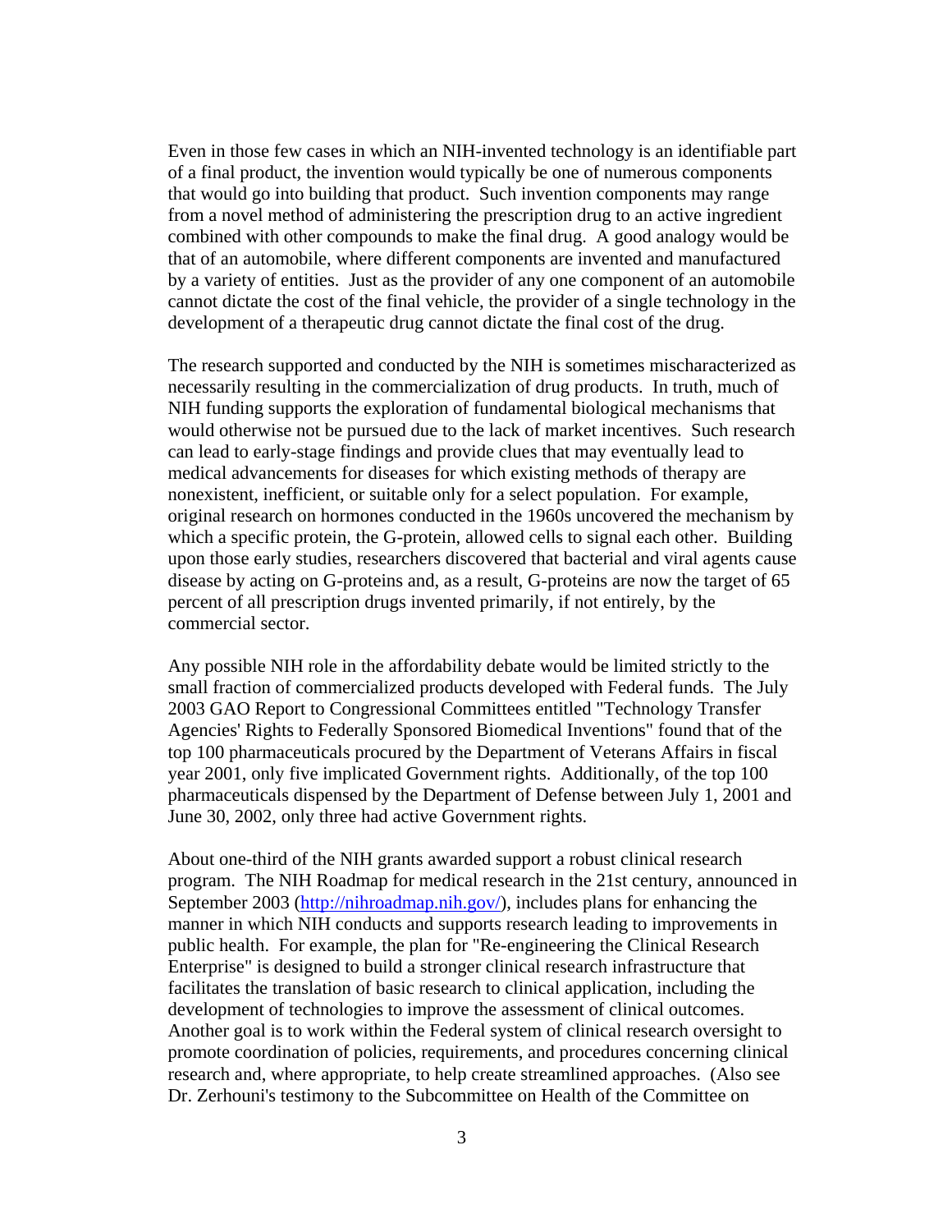Even in those few cases in which an NIH-invented technology is an identifiable part of a final product, the invention would typically be one of numerous components that would go into building that product. Such invention components may range from a novel method of administering the prescription drug to an active ingredient combined with other compounds to make the final drug. A good analogy would be that of an automobile, where different components are invented and manufactured by a variety of entities. Just as the provider of any one component of an automobile cannot dictate the cost of the final vehicle, the provider of a single technology in the development of a therapeutic drug cannot dictate the final cost of the drug.

The research supported and conducted by the NIH is sometimes mischaracterized as necessarily resulting in the commercialization of drug products. In truth, much of NIH funding supports the exploration of fundamental biological mechanisms that would otherwise not be pursued due to the lack of market incentives. Such research can lead to early-stage findings and provide clues that may eventually lead to medical advancements for diseases for which existing methods of therapy are nonexistent, inefficient, or suitable only for a select population. For example, original research on hormones conducted in the 1960s uncovered the mechanism by which a specific protein, the G-protein, allowed cells to signal each other. Building upon those early studies, researchers discovered that bacterial and viral agents cause disease by acting on G-proteins and, as a result, G-proteins are now the target of 65 percent of all prescription drugs invented primarily, if not entirely, by the commercial sector.

Any possible NIH role in the affordability debate would be limited strictly to the small fraction of commercialized products developed with Federal funds. The July 2003 GAO Report to Congressional Committees entitled "Technology Transfer Agencies' Rights to Federally Sponsored Biomedical Inventions" found that of the top 100 pharmaceuticals procured by the Department of Veterans Affairs in fiscal year 2001, only five implicated Government rights. Additionally, of the top 100 pharmaceuticals dispensed by the Department of Defense between July 1, 2001 and June 30, 2002, only three had active Government rights.

About one-third of the NIH grants awarded support a robust clinical research program. The NIH Roadmap for medical research in the 21st century, announced in September 2003 (http://nihroadmap.nih.gov/), includes plans for enhancing the manner in which NIH conducts and supports research leading to improvements in public health. For example, the plan for "Re-engineering the Clinical Research Enterprise" is designed to build a stronger clinical research infrastructure that facilitates the translation of basic research to clinical application, including the development of technologies to improve the assessment of clinical outcomes. Another goal is to work within the Federal system of clinical research oversight to promote coordination of policies, requirements, and procedures concerning clinical research and, where appropriate, to help create streamlined approaches. (Also see Dr. Zerhouni's testimony to the Subcommittee on Health of the Committee on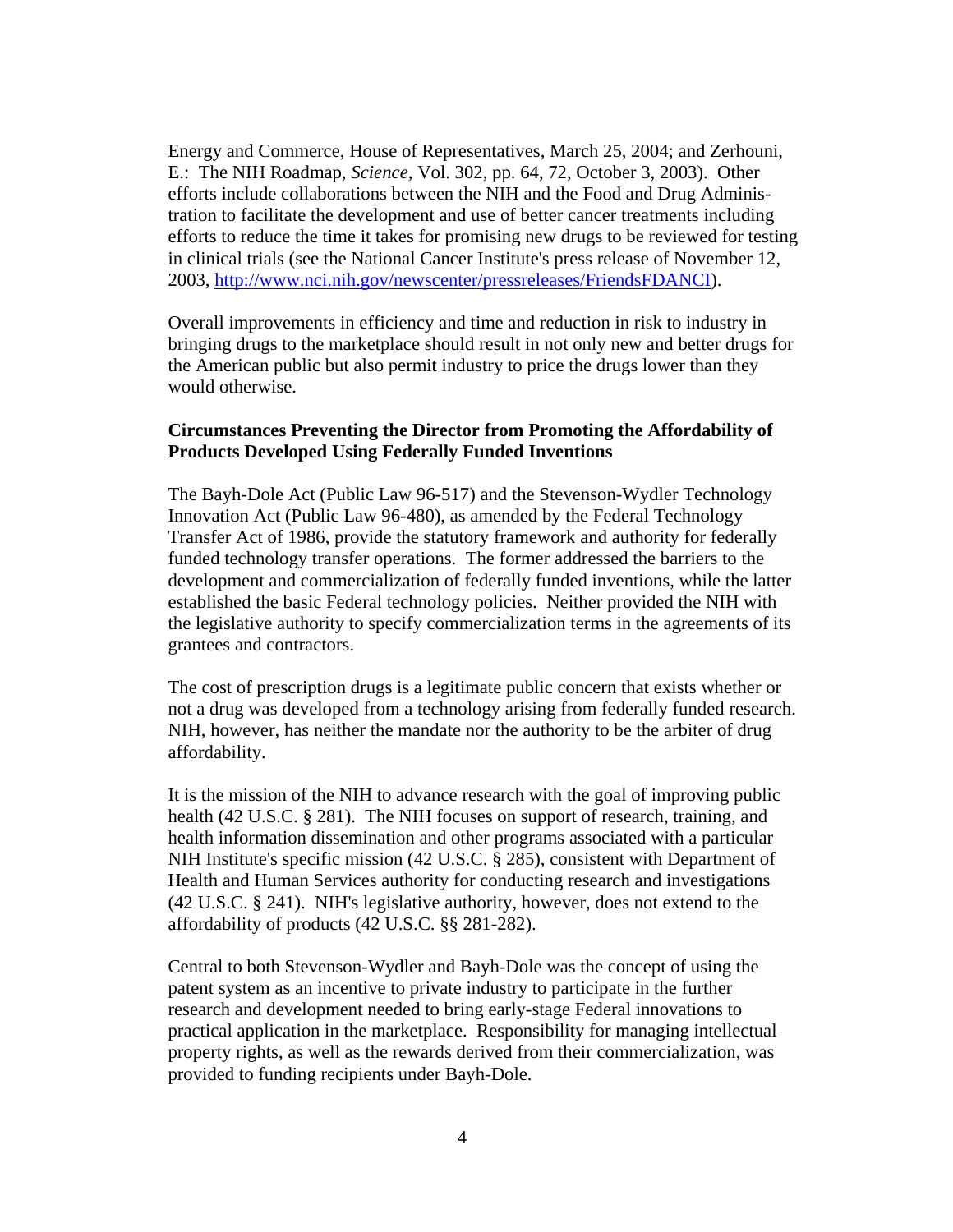Energy and Commerce, House of Representatives, March 25, 2004; and Zerhouni, E.: The NIH Roadmap, *Science*, Vol. 302, pp. 64, 72, October 3, 2003). Other efforts include collaborations between the NIH and the Food and Drug Administration to facilitate the development and use of better cancer treatments including efforts to reduce the time it takes for promising new drugs to be reviewed for testing in clinical trials (see the National Cancer Institute's press release of November 12, 2003, http://www.nci.nih.gov/newscenter/pressreleases/FriendsFDANCI).

Overall improvements in efficiency and time and reduction in risk to industry in bringing drugs to the marketplace should result in not only new and better drugs for the American public but also permit industry to price the drugs lower than they would otherwise.

**Circumstances Preventing the Director from Promoting the Affordability of Products Developed Using Federally Funded Inventions**

The Bayh-Dole Act (Public Law 96-517) and the Stevenson-Wydler Technology Innovation Act (Public Law 96-480), as amended by the Federal Technology Transfer Act of 1986, provide the statutory framework and authority for federally funded technology transfer operations. The former addressed the barriers to the development and commercialization of federally funded inventions, while the latter established the basic Federal technology policies. Neither provided the NIH with the legislative authority to specify commercialization terms in the agreements of its grantees and contractors.

The cost of prescription drugs is a legitimate public concern that exists whether or not a drug was developed from a technology arising from federally funded research. NIH, however, has neither the mandate nor the authority to be the arbiter of drug affordability.

It is the mission of the NIH to advance research with the goal of improving public health (42 U.S.C. § 281). The NIH focuses on support of research, training, and health information dissemination and other programs associated with a particular NIH Institute's specific mission (42 U.S.C. § 285), consistent with Department of Health and Human Services authority for conducting research and investigations (42 U.S.C. § 241). NIH's legislative authority, however, does not extend to the affordability of products (42 U.S.C. §§ 281-282).

Central to both Stevenson-Wydler and Bayh-Dole was the concept of using the patent system as an incentive to private industry to participate in the further research and development needed to bring early-stage Federal innovations to practical application in the marketplace. Responsibility for managing intellectual property rights, as well as the rewards derived from their commercialization, was provided to funding recipients under Bayh-Dole.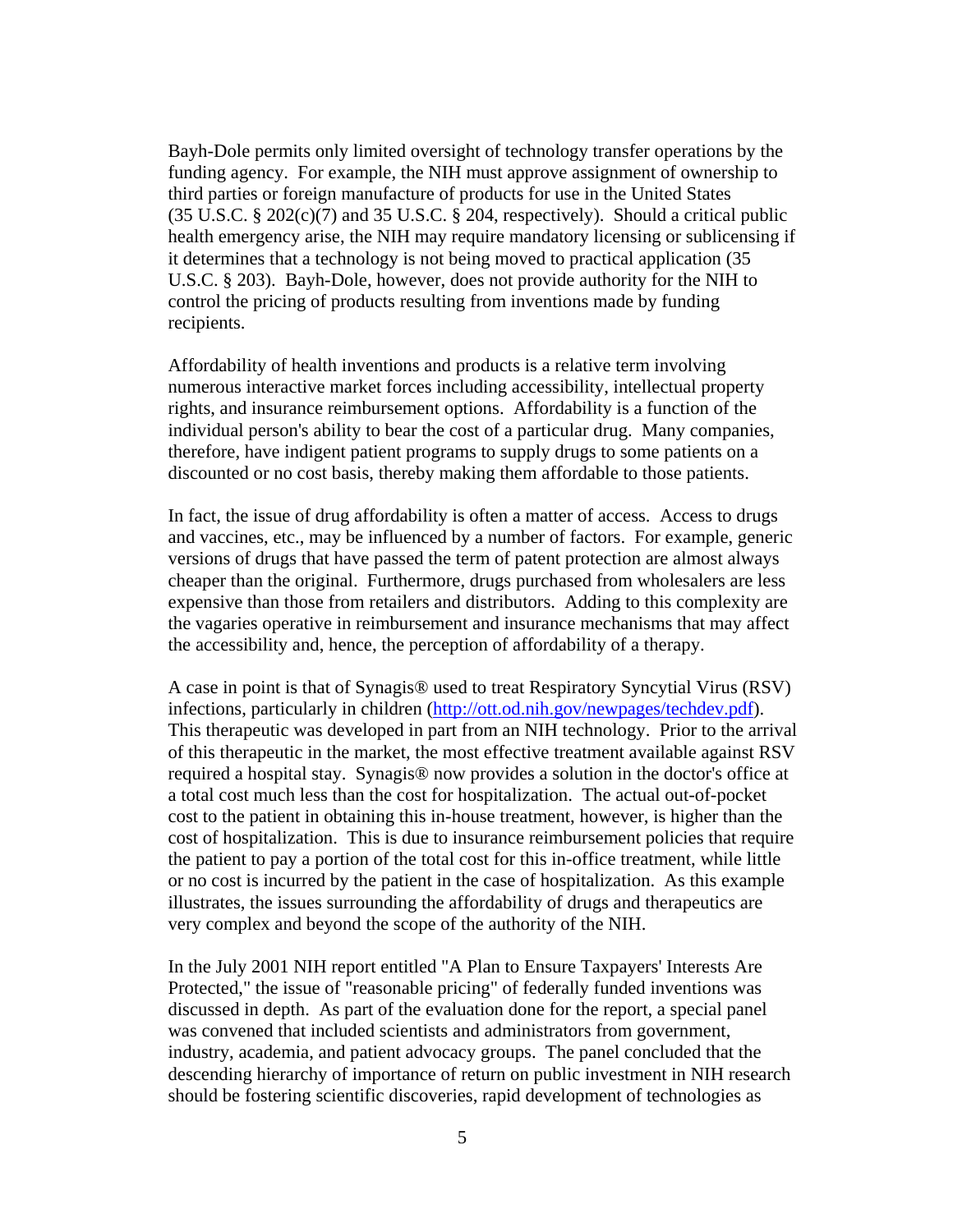Bayh-Dole permits only limited oversight of technology transfer operations by the funding agency. For example, the NIH must approve assignment of ownership to third parties or foreign manufacture of products for use in the United States (35 U.S.C. § 202(c)(7) and 35 U.S.C. § 204, respectively). Should a critical public health emergency arise, the NIH may require mandatory licensing or sublicensing if it determines that a technology is not being moved to practical application (35 U.S.C. § 203). Bayh-Dole, however, does not provide authority for the NIH to control the pricing of products resulting from inventions made by funding recipients.

Affordability of health inventions and products is a relative term involving numerous interactive market forces including accessibility, intellectual property rights, and insurance reimbursement options. Affordability is a function of the individual person's ability to bear the cost of a particular drug. Many companies, therefore, have indigent patient programs to supply drugs to some patients on a discounted or no cost basis, thereby making them affordable to those patients.

In fact, the issue of drug affordability is often a matter of access. Access to drugs and vaccines, etc., may be influenced by a number of factors. For example, generic versions of drugs that have passed the term of patent protection are almost always cheaper than the original. Furthermore, drugs purchased from wholesalers are less expensive than those from retailers and distributors. Adding to this complexity are the vagaries operative in reimbursement and insurance mechanisms that may affect the accessibility and, hence, the perception of affordability of a therapy.

A case in point is that of Synagis® used to treat Respiratory Syncytial Virus (RSV) infections, particularly in children ([http://ott.od.nih.gov/newpages/techdev.pdf](http://ott.od.nih.gov/newpages/techdev.pdf)). This therapeutic was developed in part from an NIH technology. Prior to the arrival of this therapeutic in the market, the most effective treatment available against RSV required a hospital stay. Synagis® now provides a solution in the doctor's office at a total cost much less than the cost for hospitalization. The actual out-of-pocket cost to the patient in obtaining this in-house treatment, however, is higher than the cost of hospitalization. This is due to insurance reimbursement policies that require the patient to pay a portion of the total cost for this in-office treatment, while little or no cost is incurred by the patient in the case of hospitalization. As this example illustrates, the issues surrounding the affordability of drugs and therapeutics are very complex and beyond the scope of the authority of the NIH.

In the July 2001 NIH report entitled "A Plan to Ensure Taxpayers' Interests Are Protected," the issue of "reasonable pricing" of federally funded inventions was discussed in depth. As part of the evaluation done for the report, a special panel was convened that included scientists and administrators from government, industry, academia, and patient advocacy groups. The panel concluded that the descending hierarchy of importance of return on public investment in NIH research should be fostering scientific discoveries, rapid development of technologies as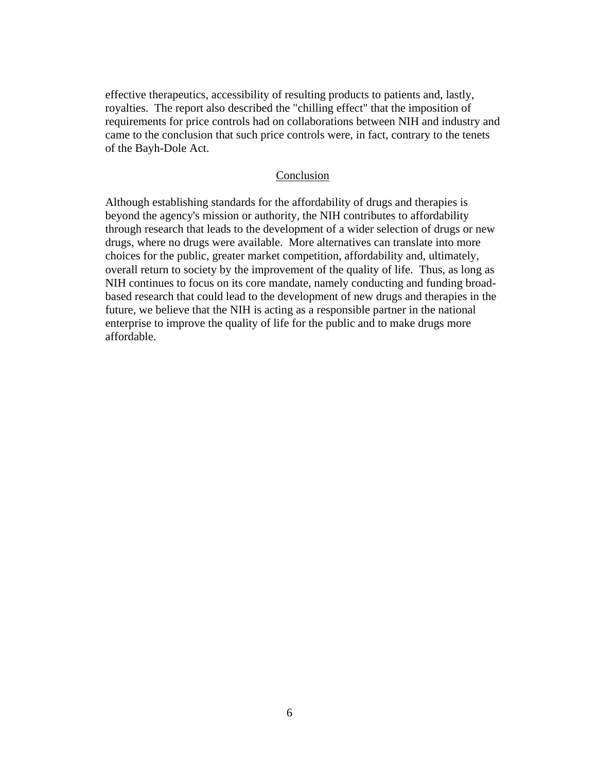effective therapeutics, accessibility of resulting products to patients and, lastly, royalties. The report also described the "chilling effect" that the imposition of requirements for price controls had on collaborations between NIH and industry and came to the conclusion that such price controls were, in fact, contrary to the tenets of the Bayh-Dole Act.

## Conclusion

Although establishing standards for the affordability of drugs and therapies is beyond the agency's mission or authority, the NIH contributes to affordability through research that leads to the development of a wider selection of drugs or new drugs, where no drugs were available. More alternatives can translate into more choices for the public, greater market competition, affordability and, ultimately, overall return to society by the improvement of the quality of life. Thus, as long as NIH continues to focus on its core mandate, namely conducting and funding broad-based research that could lead to the development of new drugs and therapies in the future, we believe that the NIH is acting as a responsible partner in the national enterprise to improve the quality of life for the public and to make drugs more affordable.